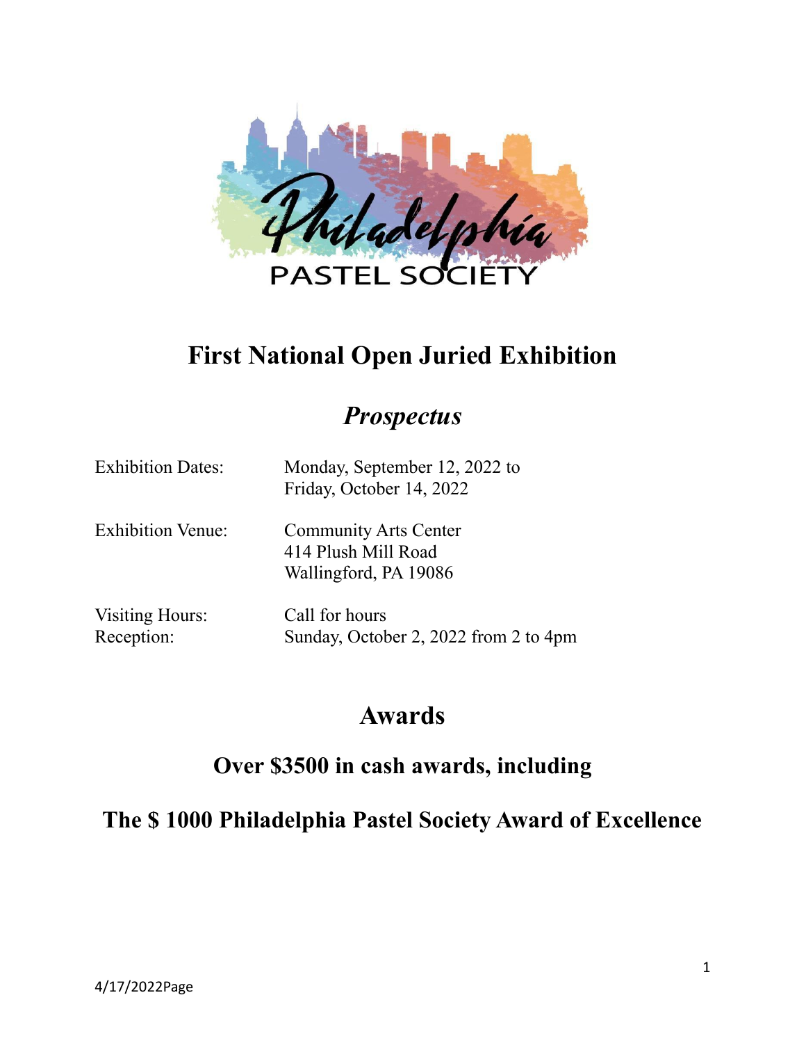Philadelphia PASTEL SOCIETY

# First National Open Juried Exhibition

## *Prospectus*

| | |
|---|---|
| Exhibition Dates: | Monday, September 12, 2022 to<br>Friday, October 14, 2022 |
| Exhibition Venue: | Community Arts Center<br>414 Plush Mill Road<br>Wallingford, PA 19086 |
| Visiting Hours: | Call for hours |
| Reception: | Sunday, October 2, 2022 from 2 to 4pm |

## Awards

### Over $3500 in cash awards, including

### The $ 1000 Philadelphia Pastel Society Award of Excellence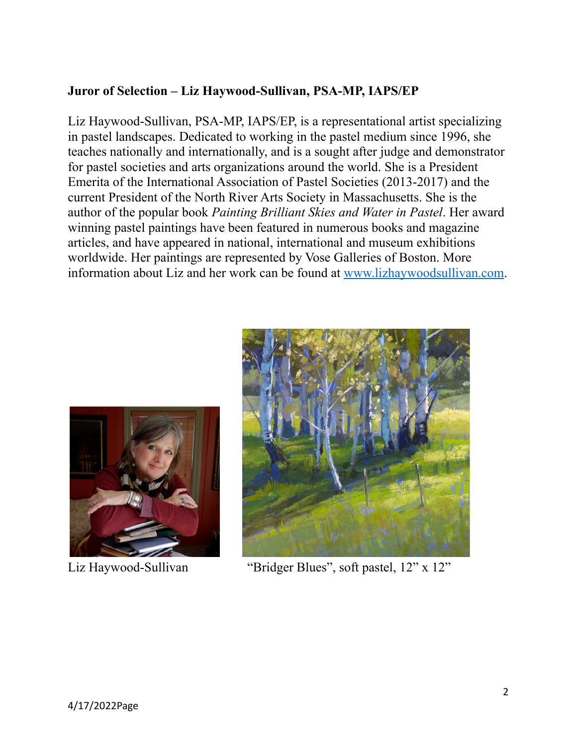**Juror of Selection – Liz Haywood-Sullivan, PSA-MP, IAPS/EP**

Liz Haywood-Sullivan, PSA-MP, IAPS/EP, is a representational artist specializing in pastel landscapes. Dedicated to working in the pastel medium since 1996, she teaches nationally and internationally, and is a sought after judge and demonstrator for pastel societies and arts organizations around the world. She is a President Emerita of the International Association of Pastel Societies (2013-2017) and the current President of the North River Arts Society in Massachusetts. She is the author of the popular book *Painting Brilliant Skies and Water in Pastel*. Her award winning pastel paintings have been featured in numerous books and magazine articles, and have appeared in national, international and museum exhibitions worldwide. Her paintings are represented by Vose Galleries of Boston. More information about Liz and her work can be found at [www.lizhaywoodsullivan.com](http://www.lizhaywoodsullivan.com).

Liz Haywood-Sullivan

"Bridger Blues", soft pastel, 12" x 12"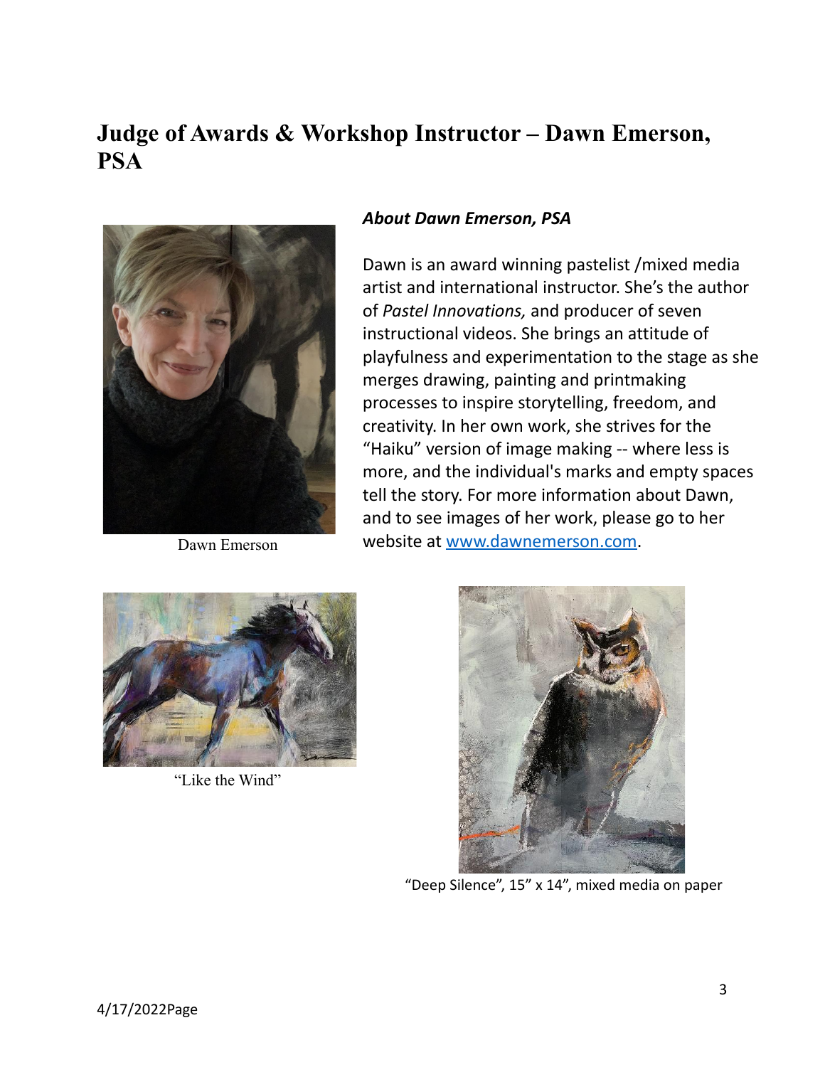# Judge of Awards & Workshop Instructor – Dawn Emerson, PSA

Dawn Emerson

### *About Dawn Emerson, PSA*

Dawn is an award winning pastelist /mixed media artist and international instructor. She's the author of *Pastel Innovations,* and producer of seven instructional videos. She brings an attitude of playfulness and experimentation to the stage as she merges drawing, painting and printmaking processes to inspire storytelling, freedom, and creativity. In her own work, she strives for the "Haiku" version of image making -- where less is more, and the individual's marks and empty spaces tell the story. For more information about Dawn, and to see images of her work, please go to her website at [www.dawnemerson.com](http://www.dawnemerson.com).

"Like the Wind"

"Deep Silence", 15" x 14", mixed media on paper

4/17/2022Page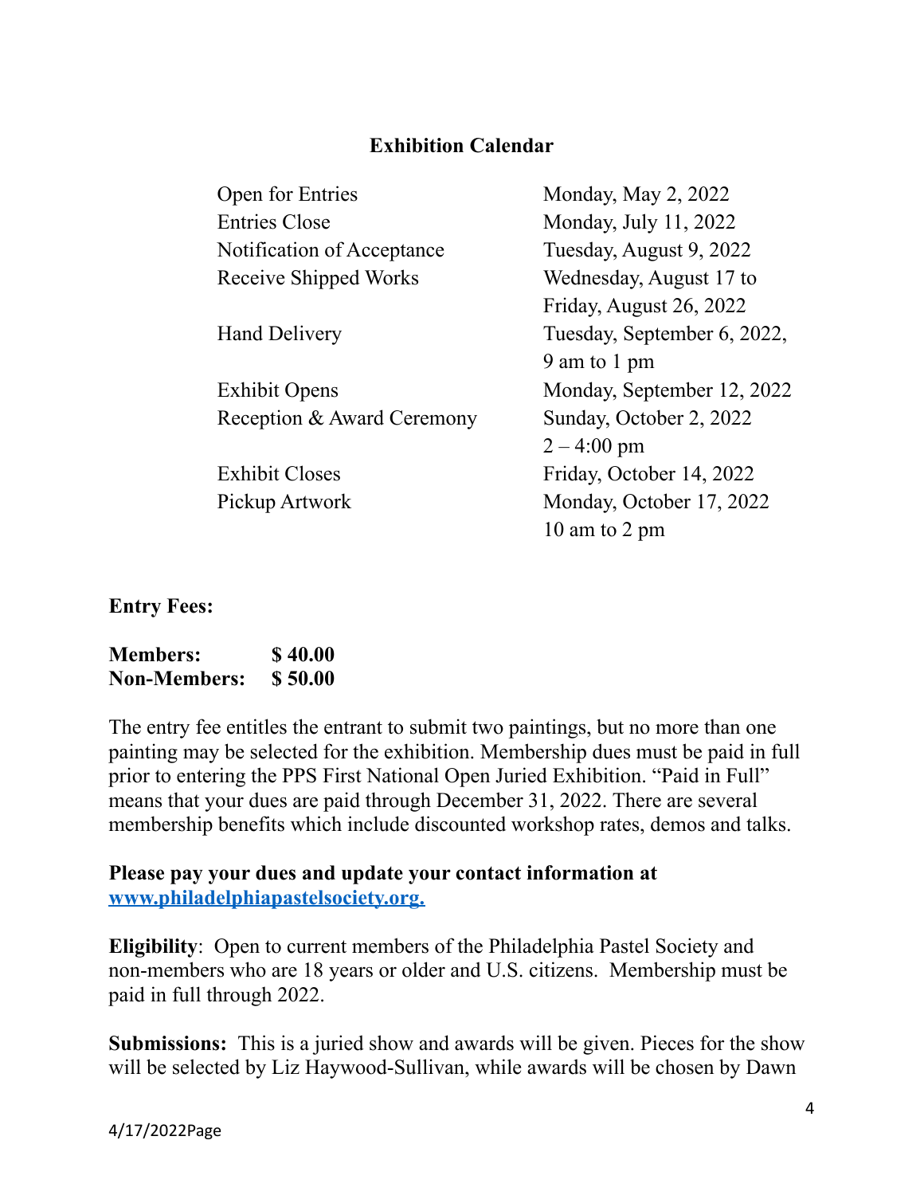### Exhibition Calendar

| | |
|---|---|
| Open for Entries | Monday, May 2, 2022 |
| Entries Close | Monday, July 11, 2022 |
| Notification of Acceptance | Tuesday, August 9, 2022 |
| Receive Shipped Works | Wednesday, August 17 to Friday, August 26, 2022 |
| Hand Delivery | Tuesday, September 6, 2022, 9 am to 1 pm |
| Exhibit Opens | Monday, September 12, 2022 |
| Reception & Award Ceremony | Sunday, October 2, 2022 2 – 4:00 pm |
| Exhibit Closes | Friday, October 14, 2022 |
| Pickup Artwork | Monday, October 17, 2022 10 am to 2 pm |

**Entry Fees:**

**Members: $ 40.00**
**Non-Members: $ 50.00**

The entry fee entitles the entrant to submit two paintings, but no more than one painting may be selected for the exhibition. Membership dues must be paid in full prior to entering the PPS First National Open Juried Exhibition. "Paid in Full" means that your dues are paid through December 31, 2022. There are several membership benefits which include discounted workshop rates, demos and talks.

**Please pay your dues and update your contact information at [www.philadelphiapastelsociety.org.](http://www.philadelphiapastelsociety.org)**

**Eligibility**: Open to current members of the Philadelphia Pastel Society and non-members who are 18 years or older and U.S. citizens. Membership must be paid in full through 2022.

**Submissions:** This is a juried show and awards will be given. Pieces for the show will be selected by Liz Haywood-Sullivan, while awards will be chosen by Dawn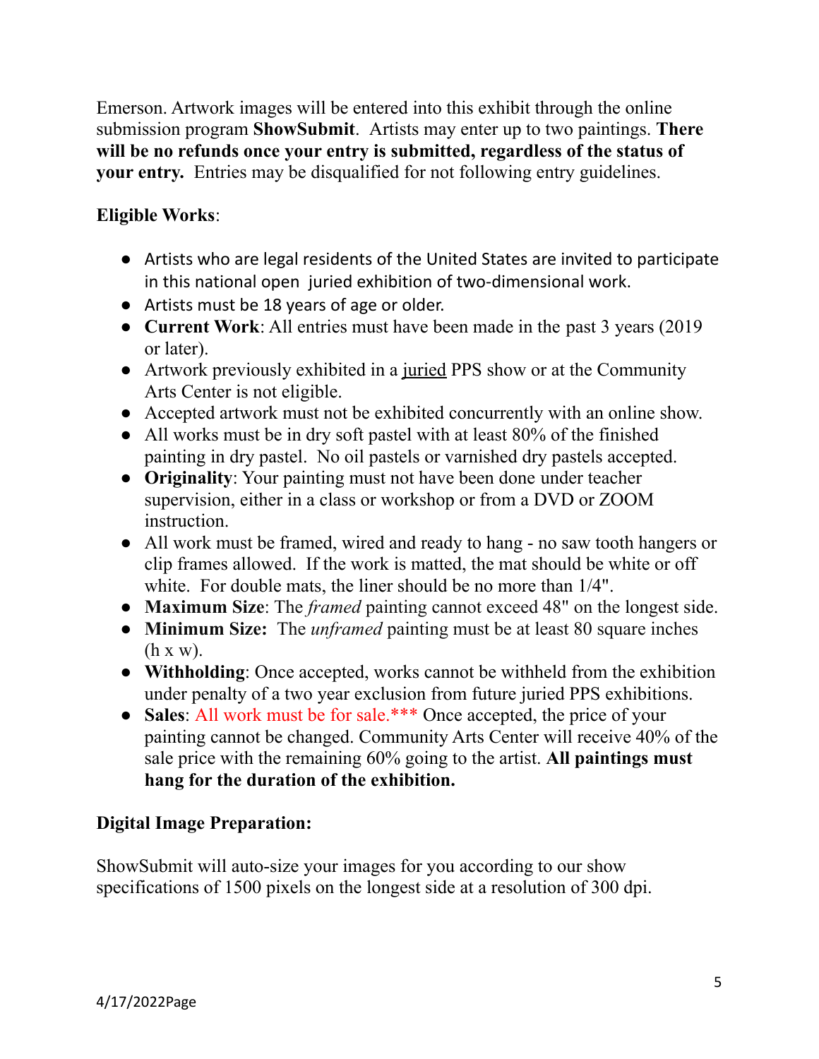Emerson. Artwork images will be entered into this exhibit through the online submission program **ShowSubmit**. Artists may enter up to two paintings. **There will be no refunds once your entry is submitted, regardless of the status of your entry.** Entries may be disqualified for not following entry guidelines.

**Eligible Works**:

- Artists who are legal residents of the United States are invited to participate in this national open juried exhibition of two-dimensional work.
- Artists must be 18 years of age or older.
- **Current Work**: All entries must have been made in the past 3 years (2019 or later).
- Artwork previously exhibited in a juried PPS show or at the Community Arts Center is not eligible.
- Accepted artwork must not be exhibited concurrently with an online show.
- All works must be in dry soft pastel with at least 80% of the finished painting in dry pastel. No oil pastels or varnished dry pastels accepted.
- **Originality**: Your painting must not have been done under teacher supervision, either in a class or workshop or from a DVD or ZOOM instruction.
- All work must be framed, wired and ready to hang - no saw tooth hangers or clip frames allowed. If the work is matted, the mat should be white or off white. For double mats, the liner should be no more than 1/4".
- **Maximum Size**: The *framed* painting cannot exceed 48" on the longest side.
- **Minimum Size:** The *unframed* painting must be at least 80 square inches (h x w).
- **Withholding**: Once accepted, works cannot be withheld from the exhibition under penalty of a two year exclusion from future juried PPS exhibitions.
- **Sales**: All work must be for sale.*** Once accepted, the price of your painting cannot be changed. Community Arts Center will receive 40% of the sale price with the remaining 60% going to the artist. **All paintings must hang for the duration of the exhibition.**

**Digital Image Preparation:**

ShowSubmit will auto-size your images for you according to our show specifications of 1500 pixels on the longest side at a resolution of 300 dpi.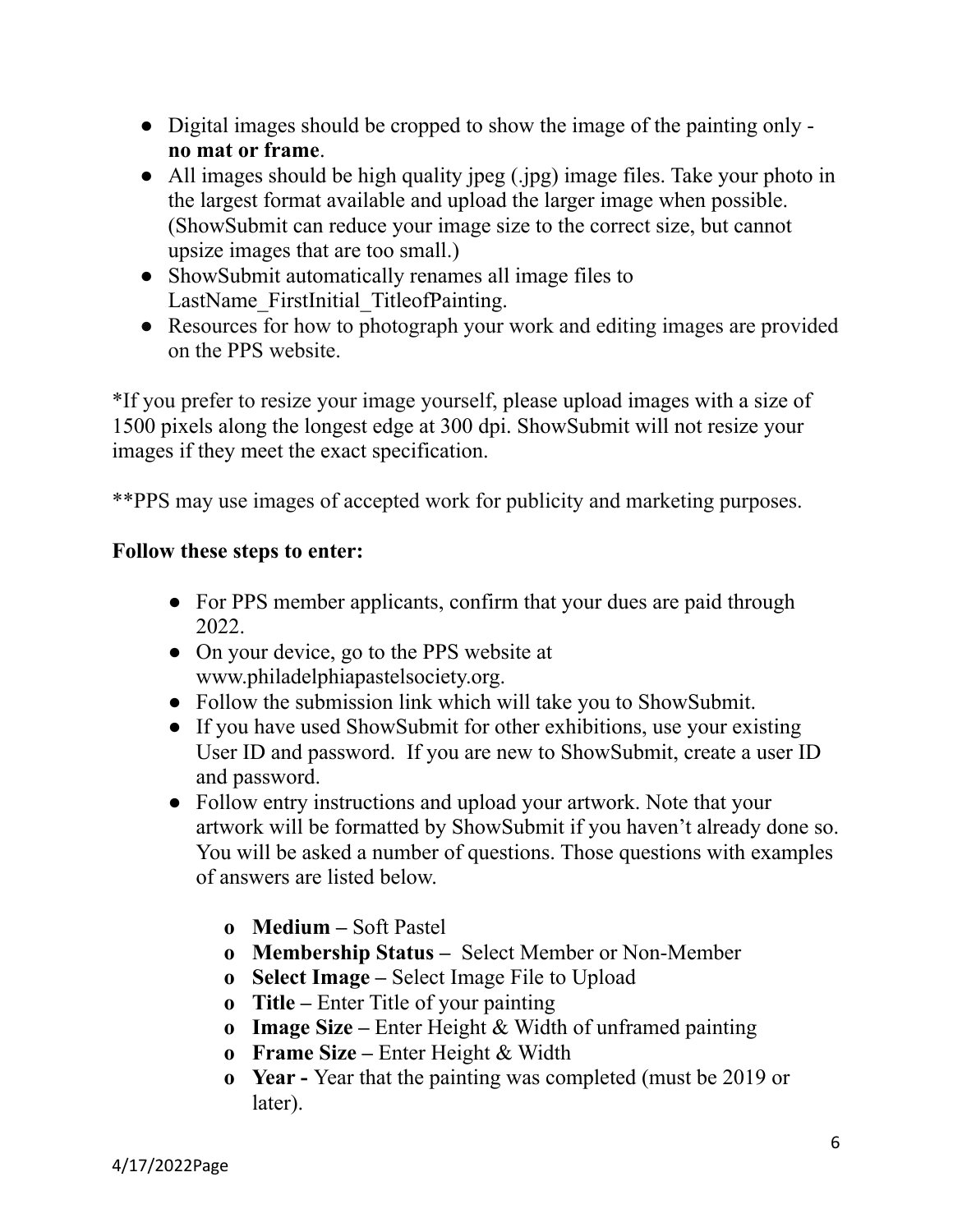- Digital images should be cropped to show the image of the painting only - **no mat or frame**.
- All images should be high quality jpeg (.jpg) image files. Take your photo in the largest format available and upload the larger image when possible. (ShowSubmit can reduce your image size to the correct size, but cannot upsize images that are too small.)
- ShowSubmit automatically renames all image files to LastName_FirstInitial_TitleofPainting.
- Resources for how to photograph your work and editing images are provided on the PPS website.

*If you prefer to resize your image yourself, please upload images with a size of 1500 pixels along the longest edge at 300 dpi. ShowSubmit will not resize your images if they meet the exact specification.

**PPS may use images of accepted work for publicity and marketing purposes.

**Follow these steps to enter:**

- For PPS member applicants, confirm that your dues are paid through 2022.
- On your device, go to the PPS website at www.philadelphiapastelsociety.org.
- Follow the submission link which will take you to ShowSubmit.
- If you have used ShowSubmit for other exhibitions, use your existing User ID and password. If you are new to ShowSubmit, create a user ID and password.
- Follow entry instructions and upload your artwork. Note that your artwork will be formatted by ShowSubmit if you haven't already done so. You will be asked a number of questions. Those questions with examples of answers are listed below.
  - **Medium –** Soft Pastel
  - **Membership Status –** Select Member or Non-Member
  - **Select Image –** Select Image File to Upload
  - **Title –** Enter Title of your painting
  - **Image Size –** Enter Height & Width of unframed painting
  - **Frame Size –** Enter Height & Width
  - **Year -** Year that the painting was completed (must be 2019 or later).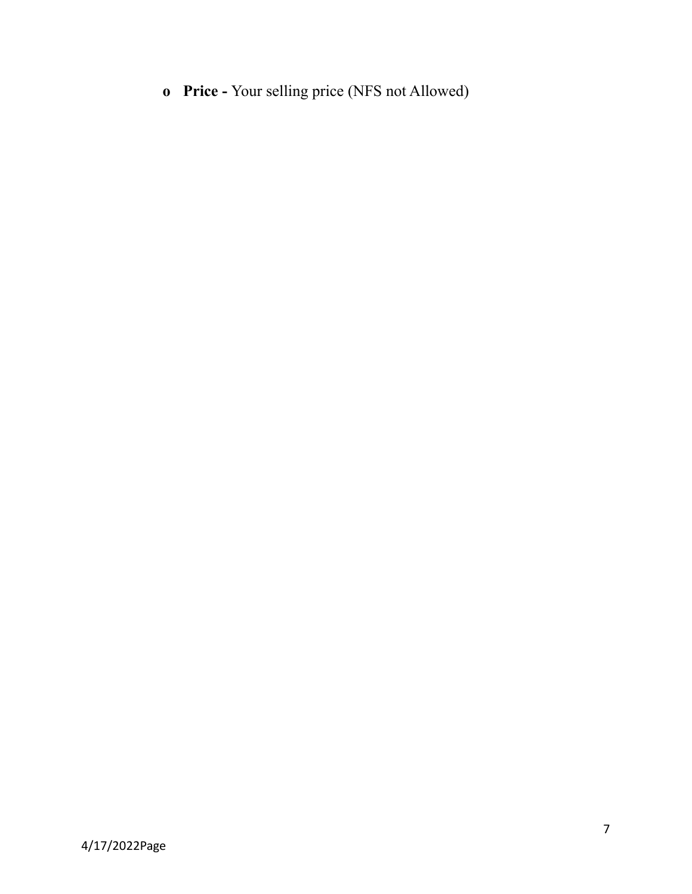- **Price -** Your selling price (NFS not Allowed)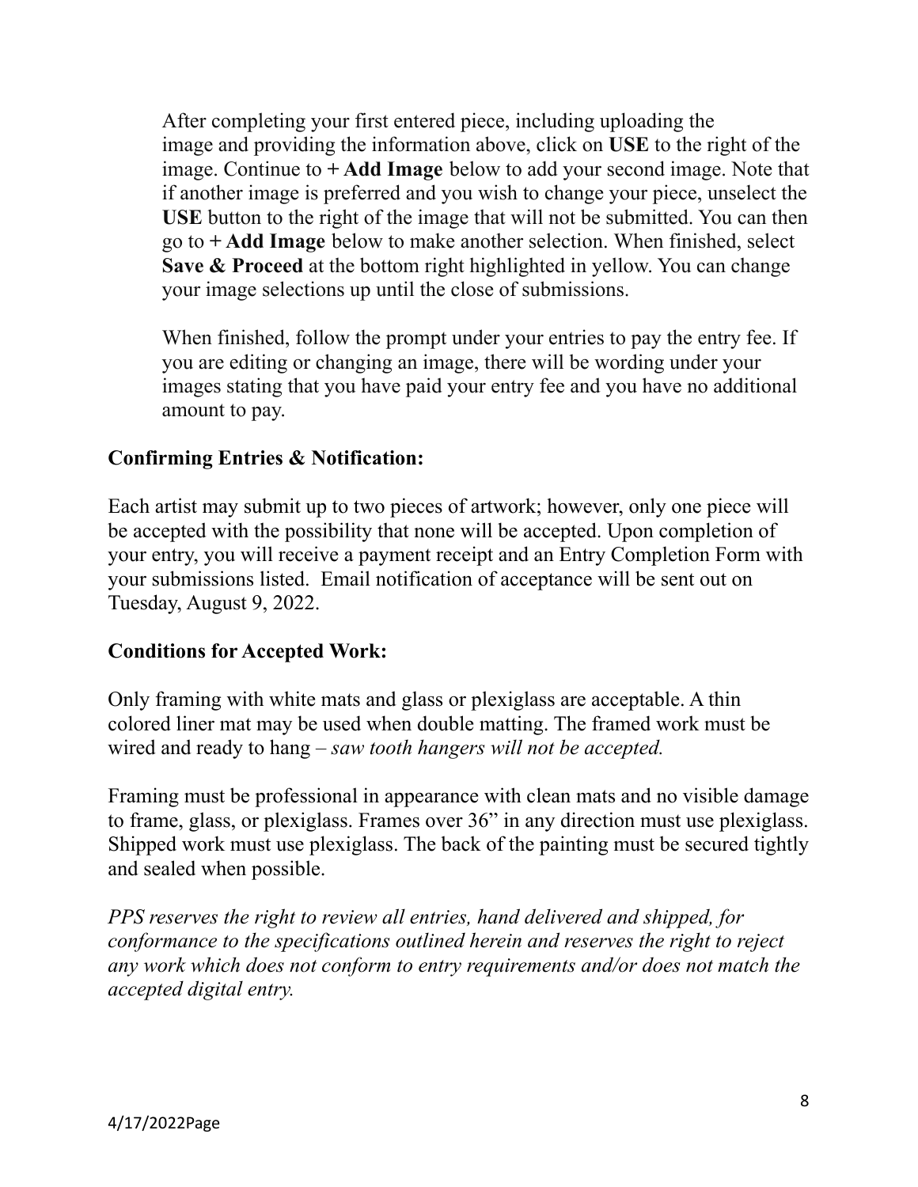After completing your first entered piece, including uploading the image and providing the information above, click on **USE** to the right of the image. Continue to **+ Add Image** below to add your second image. Note that if another image is preferred and you wish to change your piece, unselect the **USE** button to the right of the image that will not be submitted. You can then go to **+ Add Image** below to make another selection. When finished, select **Save & Proceed** at the bottom right highlighted in yellow. You can change your image selections up until the close of submissions.

When finished, follow the prompt under your entries to pay the entry fee. If you are editing or changing an image, there will be wording under your images stating that you have paid your entry fee and you have no additional amount to pay.

**Confirming Entries & Notification:**

Each artist may submit up to two pieces of artwork; however, only one piece will be accepted with the possibility that none will be accepted. Upon completion of your entry, you will receive a payment receipt and an Entry Completion Form with your submissions listed. Email notification of acceptance will be sent out on Tuesday, August 9, 2022.

**Conditions for Accepted Work:**

Only framing with white mats and glass or plexiglass are acceptable. A thin colored liner mat may be used when double matting. The framed work must be wired and ready to hang – *saw tooth hangers will not be accepted.*

Framing must be professional in appearance with clean mats and no visible damage to frame, glass, or plexiglass. Frames over 36" in any direction must use plexiglass. Shipped work must use plexiglass. The back of the painting must be secured tightly and sealed when possible.

*PPS reserves the right to review all entries, hand delivered and shipped, for conformance to the specifications outlined herein and reserves the right to reject any work which does not conform to entry requirements and/or does not match the accepted digital entry.*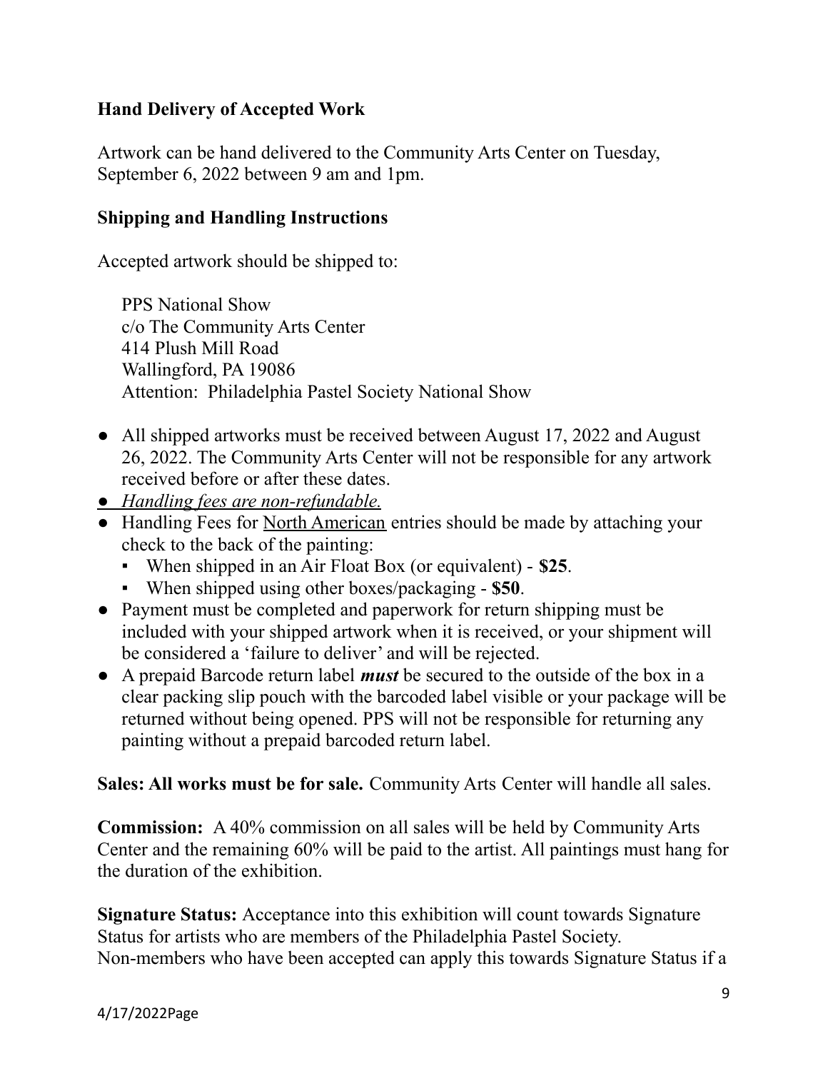**Hand Delivery of Accepted Work**

Artwork can be hand delivered to the Community Arts Center on Tuesday, September 6, 2022 between 9 am and 1pm.

**Shipping and Handling Instructions**

Accepted artwork should be shipped to:

PPS National Show
c/o The Community Arts Center
414 Plush Mill Road
Wallingford, PA 19086
Attention: Philadelphia Pastel Society National Show

- All shipped artworks must be received between August 17, 2022 and August 26, 2022. The Community Arts Center will not be responsible for any artwork received before or after these dates.
- *Handling fees are non-refundable.*
- Handling Fees for North American entries should be made by attaching your check to the back of the painting:
  - When shipped in an Air Float Box (or equivalent) - **$25**.
  - When shipped using other boxes/packaging - **$50**.
- Payment must be completed and paperwork for return shipping must be included with your shipped artwork when it is received, or your shipment will be considered a 'failure to deliver' and will be rejected.
- A prepaid Barcode return label ***must*** be secured to the outside of the box in a clear packing slip pouch with the barcoded label visible or your package will be returned without being opened. PPS will not be responsible for returning any painting without a prepaid barcoded return label.

**Sales: All works must be for sale.** Community Arts Center will handle all sales.

**Commission:** A 40% commission on all sales will be held by Community Arts Center and the remaining 60% will be paid to the artist. All paintings must hang for the duration of the exhibition.

**Signature Status:** Acceptance into this exhibition will count towards Signature Status for artists who are members of the Philadelphia Pastel Society. Non-members who have been accepted can apply this towards Signature Status if a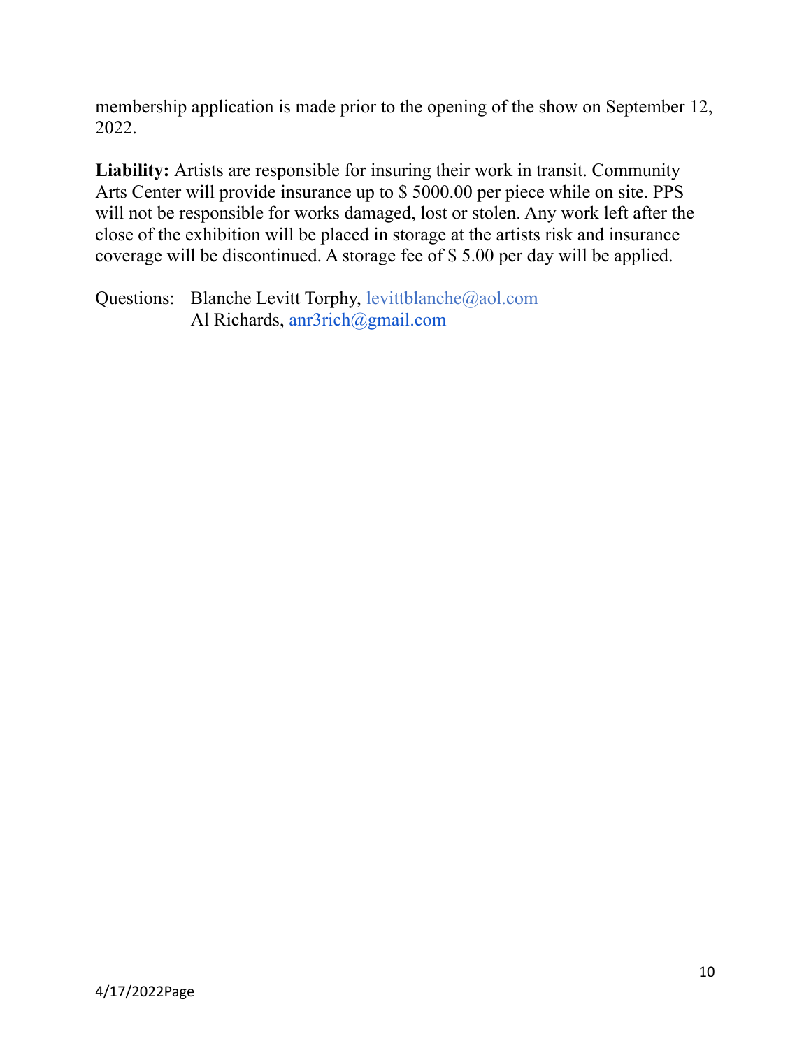membership application is made prior to the opening of the show on September 12, 2022.

**Liability:** Artists are responsible for insuring their work in transit. Community Arts Center will provide insurance up to $ 5000.00 per piece while on site. PPS will not be responsible for works damaged, lost or stolen. Any work left after the close of the exhibition will be placed in storage at the artists risk and insurance coverage will be discontinued. A storage fee of $ 5.00 per day will be applied.

Questions: Blanche Levitt Torphy, levittblanche@aol.com
Al Richards, anr3rich@gmail.com